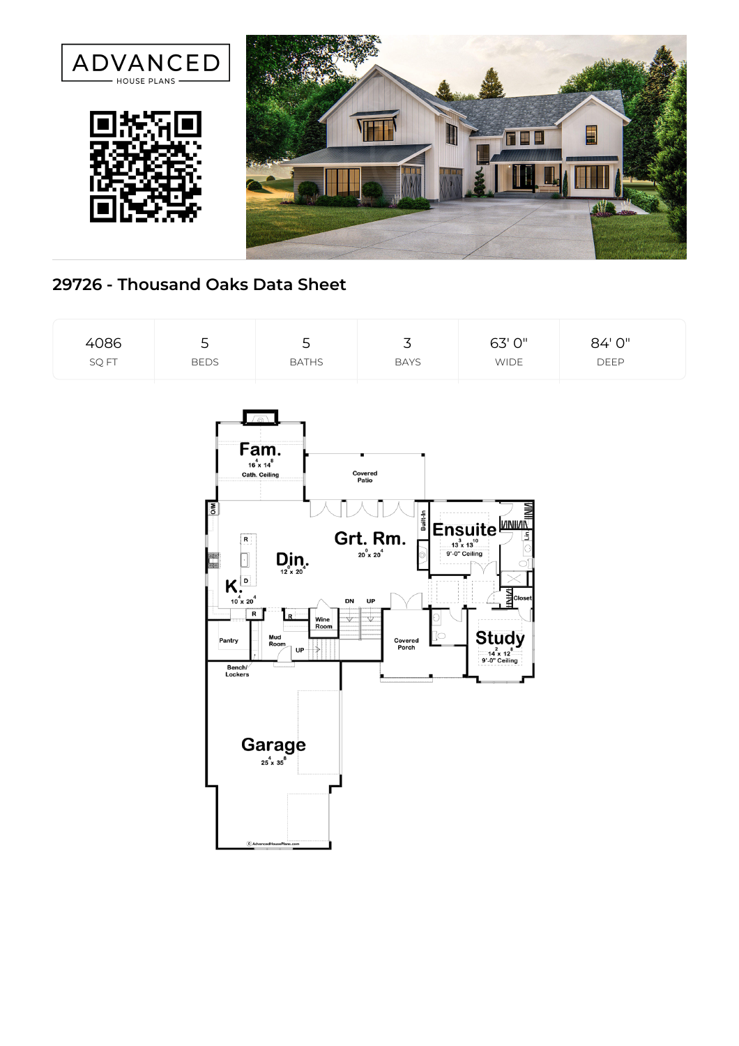ADVANCED HOUSE PLANS

# 29726 - Thousand Oaks Data Sheet

| 4086 | 5 | 5 | 3 | 63' 0" | 84' 0" |
|---|---|---|---|---|---|
| SQ FT | BEDS | BATHS | BAYS | WIDE | DEEP |

Fam. $16^4 \times 14^8$ Cath. Ceiling

Covered Patio

Grt. Rm. $20^0 \times 20^4$

Ensuite $13^3 \times 13^{10}$ 9'-0" Ceiling

Din. $12^0 \times 20^4$

K. $10^4 \times 20^4$

Wine Room

Pantry

Mud Room

Bench/ Lockers

Covered Porch

Study $14^2 \times 12^8$ 9'-0" Ceiling

Closet

Garage $25^4 \times 35^8$

© AdvancedHousePlans.com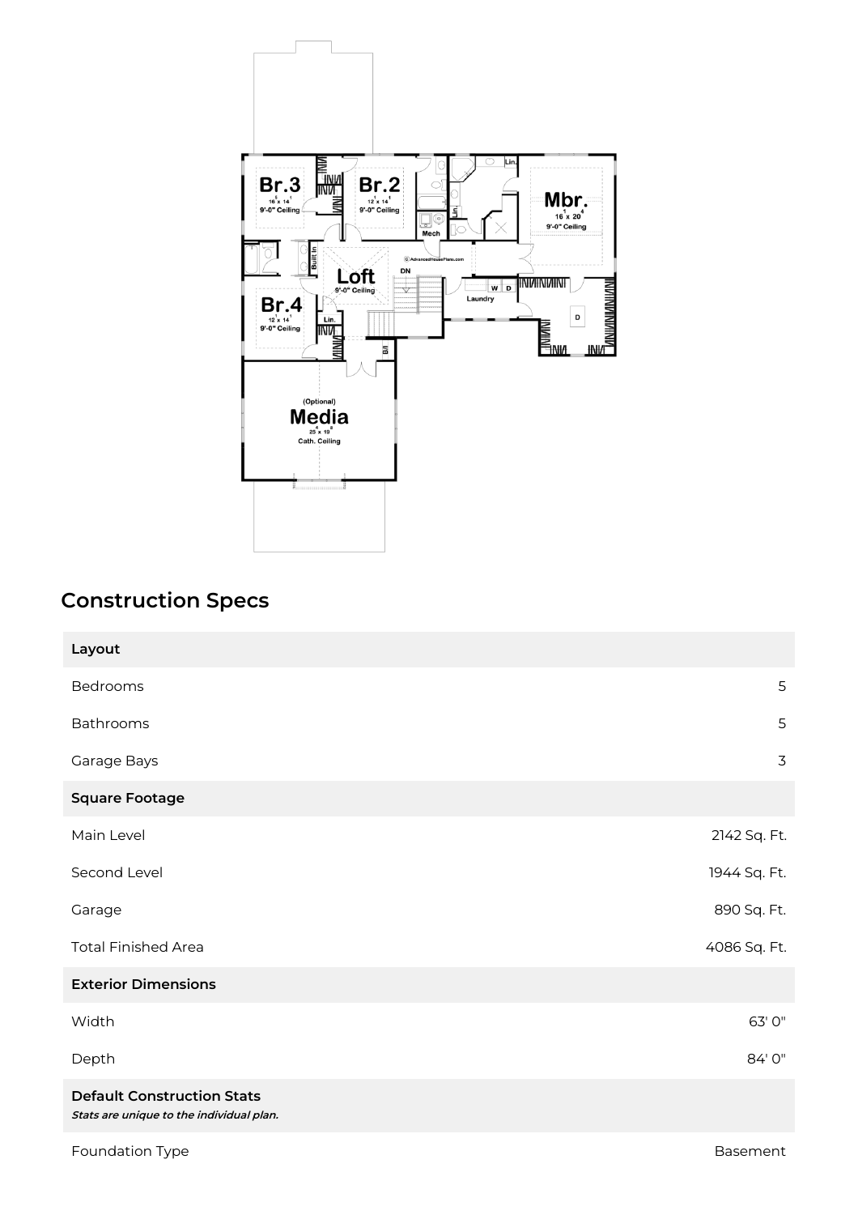## Construction Specs

| Layout | |
|---|---|
| Bedrooms | 5 |
| Bathrooms | 5 |
| Garage Bays | 3 |
| **Square Footage** | |
| Main Level | 2142 Sq. Ft. |
| Second Level | 1944 Sq. Ft. |
| Garage | 890 Sq. Ft. |
| Total Finished Area | 4086 Sq. Ft. |
| **Exterior Dimensions** | |
| Width | 63' 0" |
| Depth | 84' 0" |
| **Default Construction Stats** *Stats are unique to the individual plan.* | |
| Foundation Type | Basement |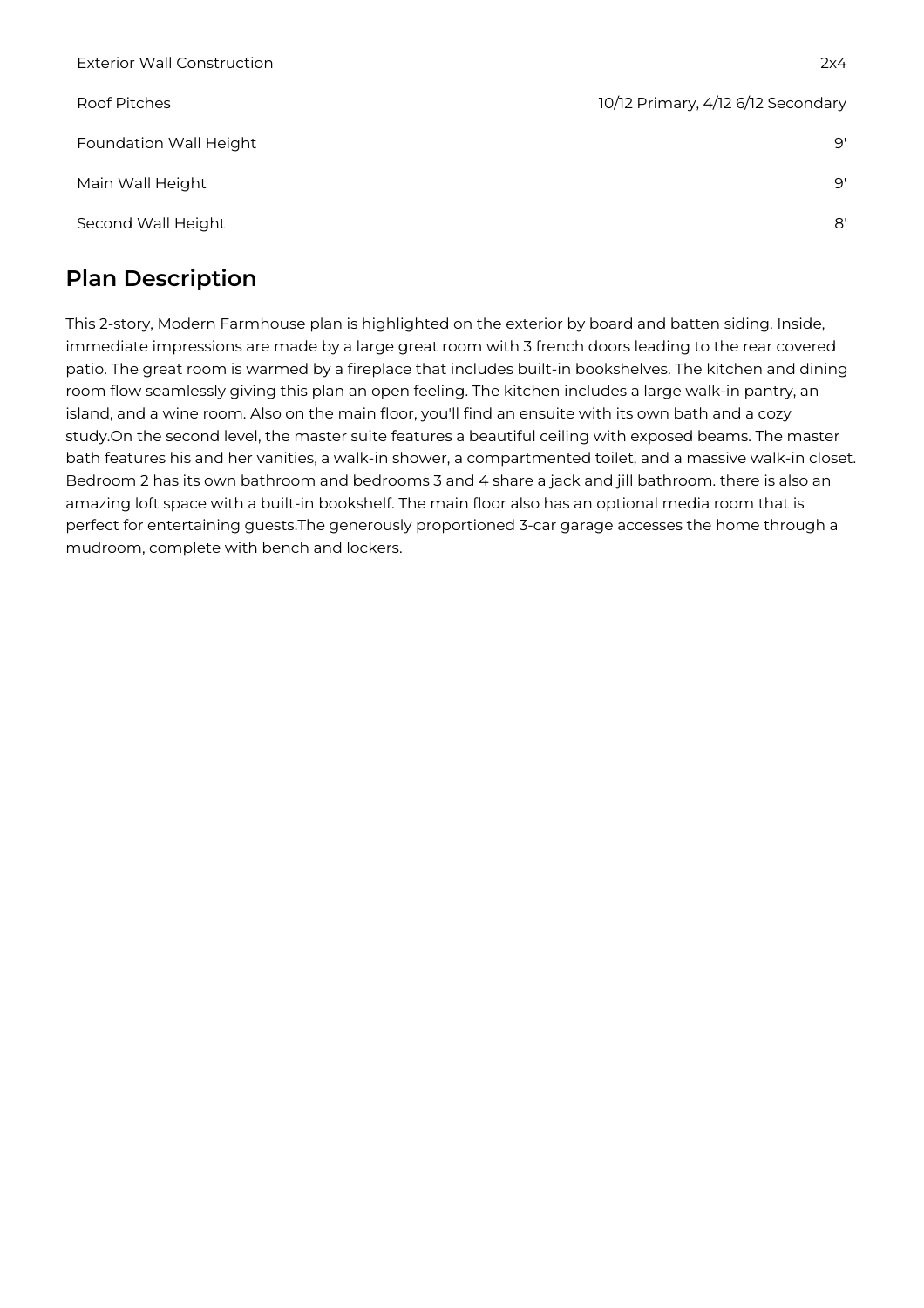| | |
|---|---|
| Exterior Wall Construction | 2x4 |
| Roof Pitches | 10/12 Primary, 4/12 6/12 Secondary |
| Foundation Wall Height | 9' |
| Main Wall Height | 9' |
| Second Wall Height | 8' |

## Plan Description

This 2-story, Modern Farmhouse plan is highlighted on the exterior by board and batten siding. Inside, immediate impressions are made by a large great room with 3 french doors leading to the rear covered patio. The great room is warmed by a fireplace that includes built-in bookshelves. The kitchen and dining room flow seamlessly giving this plan an open feeling. The kitchen includes a large walk-in pantry, an island, and a wine room. Also on the main floor, you'll find an ensuite with its own bath and a cozy study.On the second level, the master suite features a beautiful ceiling with exposed beams. The master bath features his and her vanities, a walk-in shower, a compartmented toilet, and a massive walk-in closet. Bedroom 2 has its own bathroom and bedrooms 3 and 4 share a jack and jill bathroom. there is also an amazing loft space with a built-in bookshelf. The main floor also has an optional media room that is perfect for entertaining guests.The generously proportioned 3-car garage accesses the home through a mudroom, complete with bench and lockers.